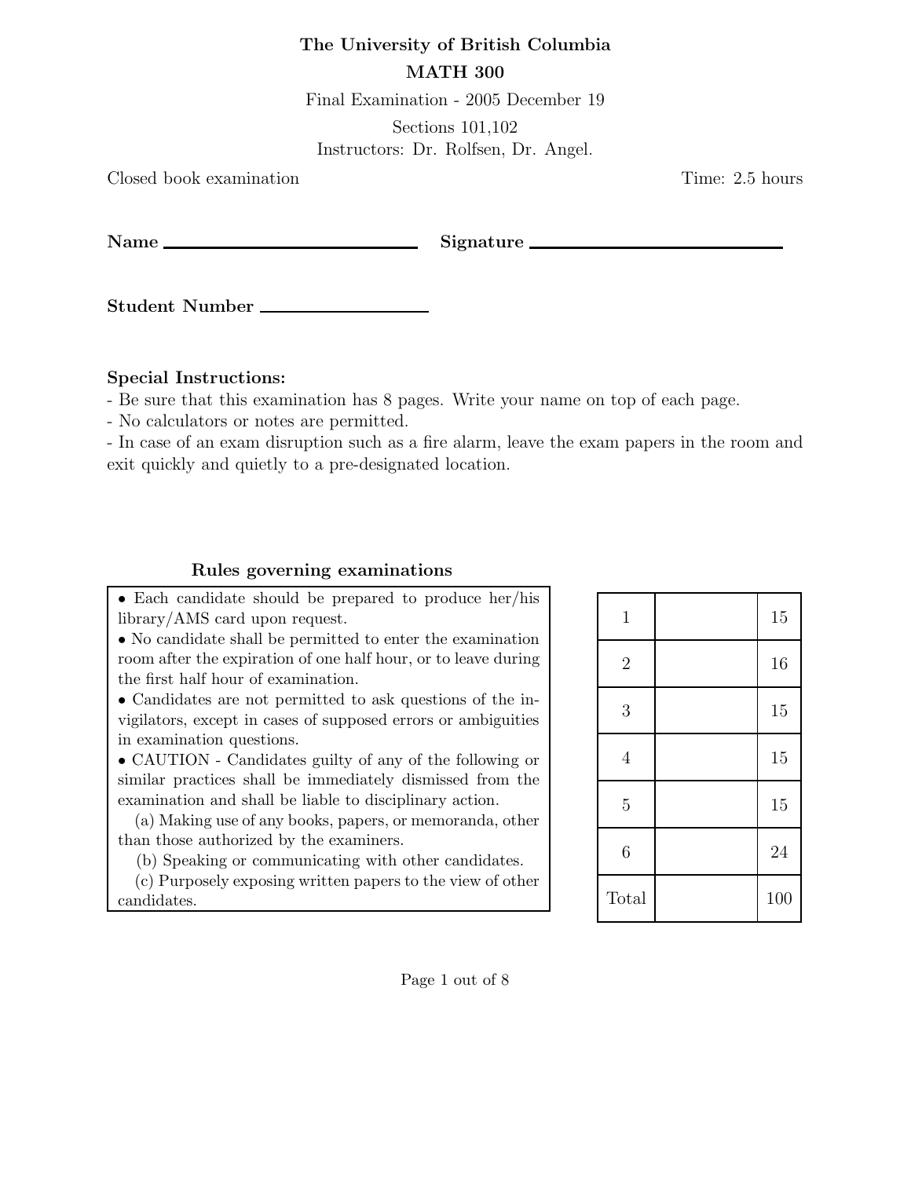# The University of British Columbia

## MATH 300

Final Examination - 2005 December 19

Sections 101,102

Instructors: Dr. Rolfsen, Dr. Angel.

Closed book examination　　　　　　　　　　　　　　　　　　　　　　Time: 2.5 hours

**Name** ______________________ **Signature** ______________________

**Student Number** ______________

**Special Instructions:**

- Be sure that this examination has 8 pages. Write your name on top of each page.
- No calculators or notes are permitted.
- In case of an exam disruption such as a fire alarm, leave the exam papers in the room and exit quickly and quietly to a pre-designated location.

**Rules governing examinations**

- Each candidate should be prepared to produce her/his library/AMS card upon request.
- No candidate shall be permitted to enter the examination room after the expiration of one half hour, or to leave during the first half hour of examination.
- Candidates are not permitted to ask questions of the invigilators, except in cases of supposed errors or ambiguities in examination questions.
- CAUTION - Candidates guilty of any of the following or similar practices shall be immediately dismissed from the examination and shall be liable to disciplinary action.
  - (a) Making use of any books, papers, or memoranda, other than those authorized by the examiners.
  - (b) Speaking or communicating with other candidates.
  - (c) Purposely exposing written papers to the view of other candidates.

| | | |
|---|---|---|
| 1 | | 15 |
| 2 | | 16 |
| 3 | | 15 |
| 4 | | 15 |
| 5 | | 15 |
| 6 | | 24 |
| Total | | 100 |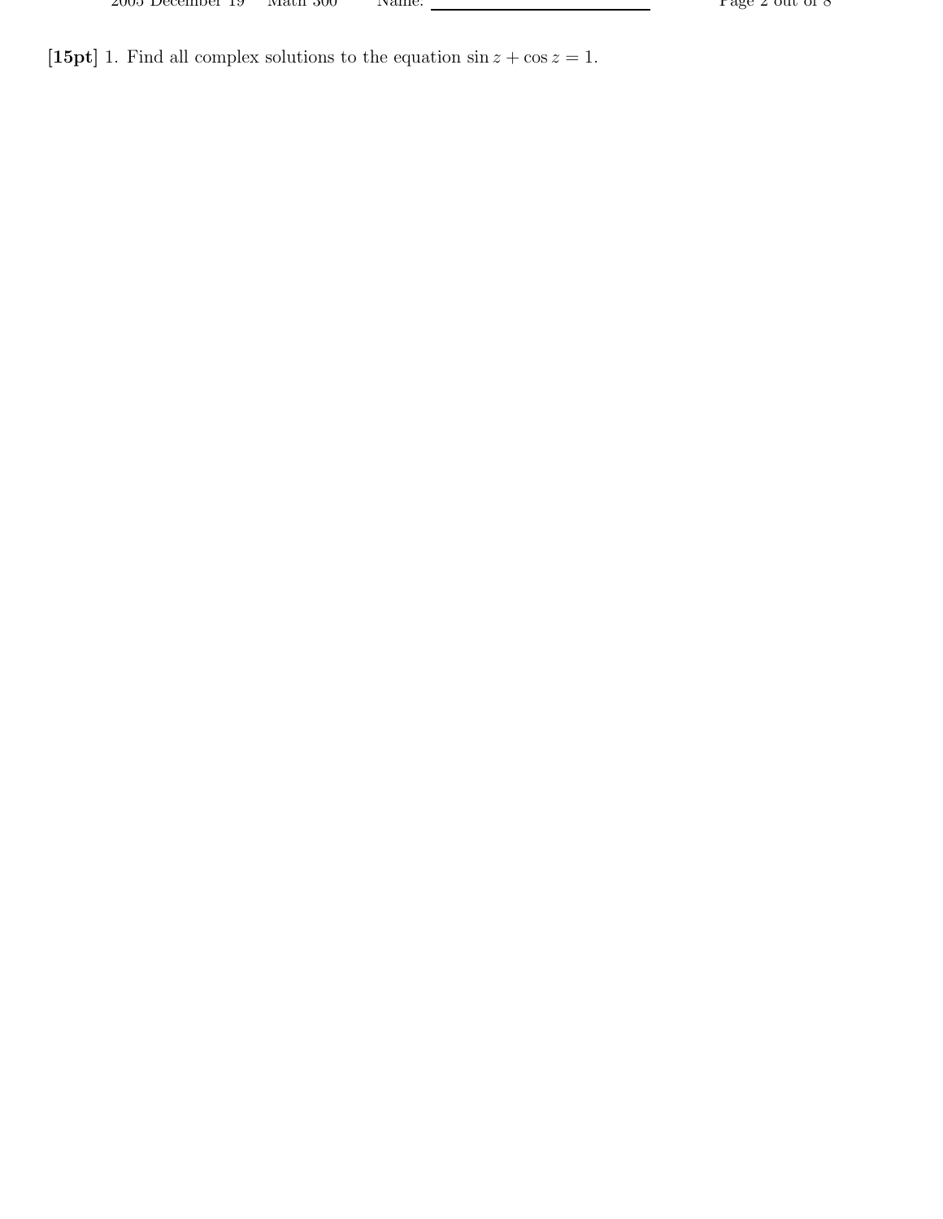**[15pt]** 1. Find all complex solutions to the equation $\sin z + \cos z = 1$.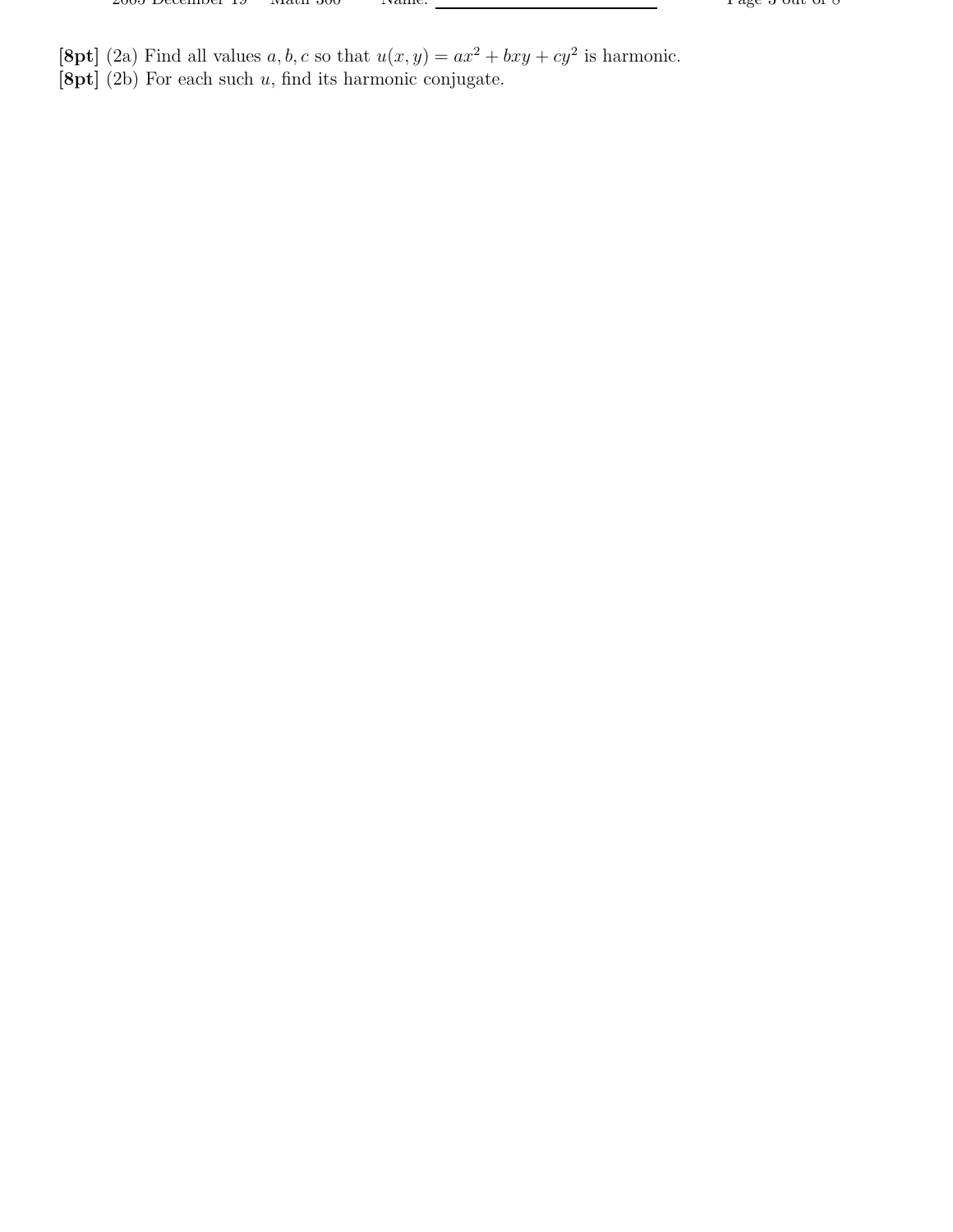**[8pt]** (2a) Find all values $a, b, c$ so that $u(x, y) = ax^2 + bxy + cy^2$ is harmonic.
**[8pt]** (2b) For each such $u$, find its harmonic conjugate.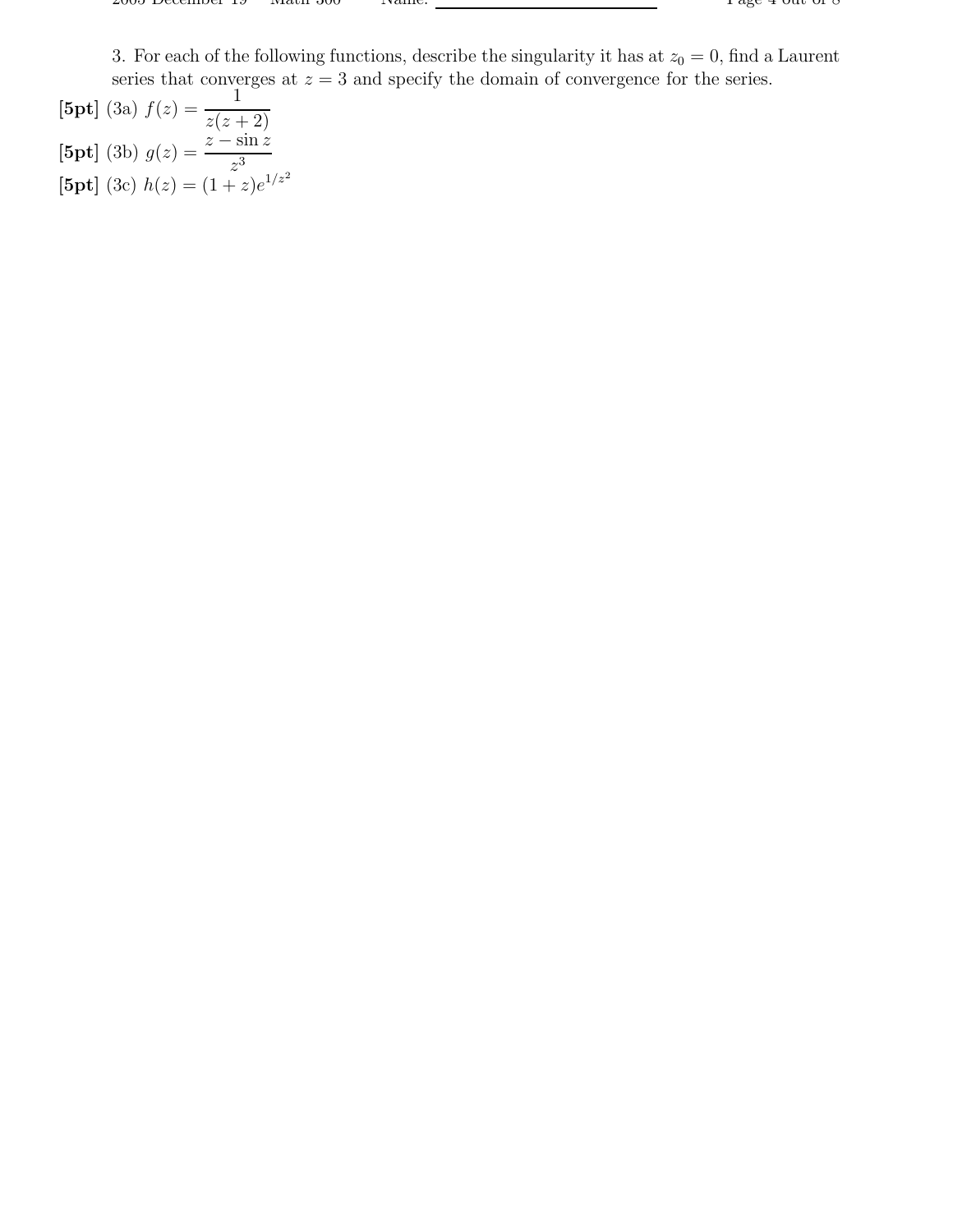3. For each of the following functions, describe the singularity it has at $z_0 = 0$, find a Laurent series that converges at $z = 3$ and specify the domain of convergence for the series.

**[5pt]** (3a) $f(z) = \dfrac{1}{z(z+2)}$

**[5pt]** (3b) $g(z) = \dfrac{z - \sin z}{z^3}$

**[5pt]** (3c) $h(z) = (1+z)e^{1/z^2}$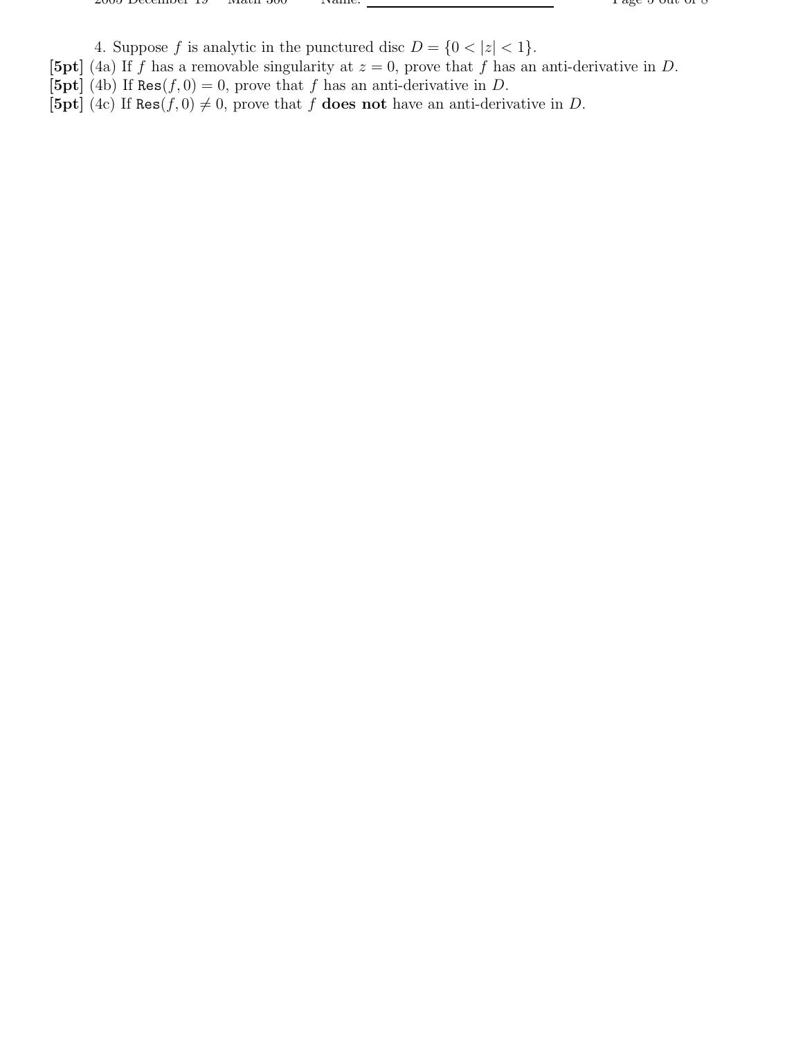4. Suppose $f$ is analytic in the punctured disc $D = \{0 < |z| < 1\}$.

**[5pt]** (4a) If $f$ has a removable singularity at $z = 0$, prove that $f$ has an anti-derivative in $D$.

**[5pt]** (4b) If $\text{Res}(f, 0) = 0$, prove that $f$ has an anti-derivative in $D$.

**[5pt]** (4c) If $\text{Res}(f, 0) \neq 0$, prove that $f$ **does not** have an anti-derivative in $D$.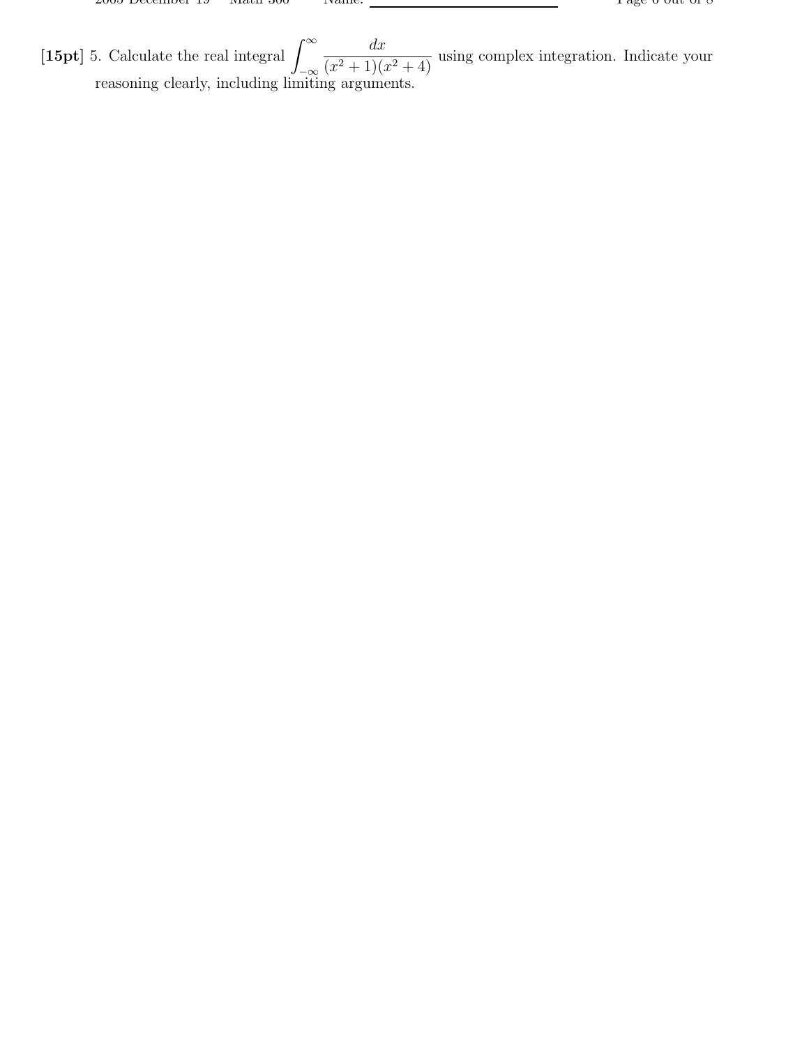**[15pt]** 5. Calculate the real integral $\displaystyle\int_{-\infty}^{\infty} \frac{dx}{(x^2+1)(x^2+4)}$ using complex integration. Indicate your reasoning clearly, including limiting arguments.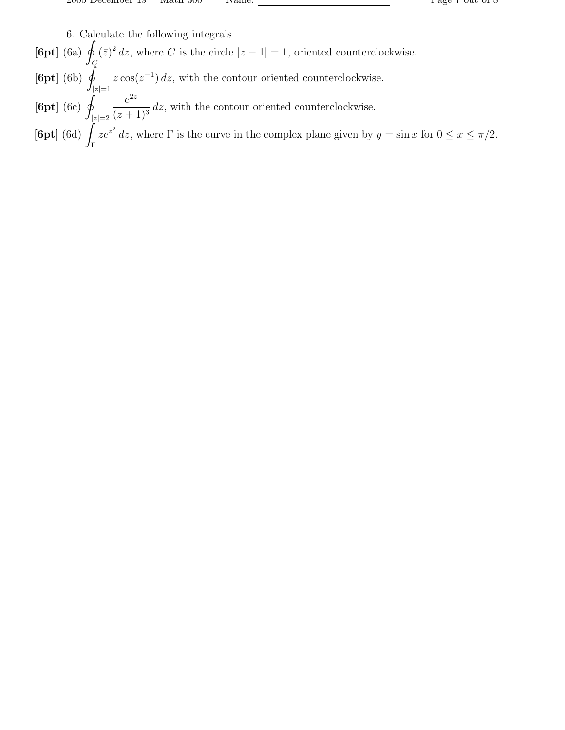6. Calculate the following integrals

**[6pt]** (6a) $\oint_C (\bar{z})^2 \, dz$, where $C$ is the circle $|z-1| = 1$, oriented counterclockwise.

**[6pt]** (6b) $\oint_{|z|=1} z \cos(z^{-1}) \, dz$, with the contour oriented counterclockwise.

**[6pt]** (6c) $\oint_{|z|=2} \dfrac{e^{2z}}{(z+1)^3} \, dz$, with the contour oriented counterclockwise.

**[6pt]** (6d) $\int_\Gamma z e^{z^2} \, dz$, where $\Gamma$ is the curve in the complex plane given by $y = \sin x$ for $0 \leq x \leq \pi/2$.